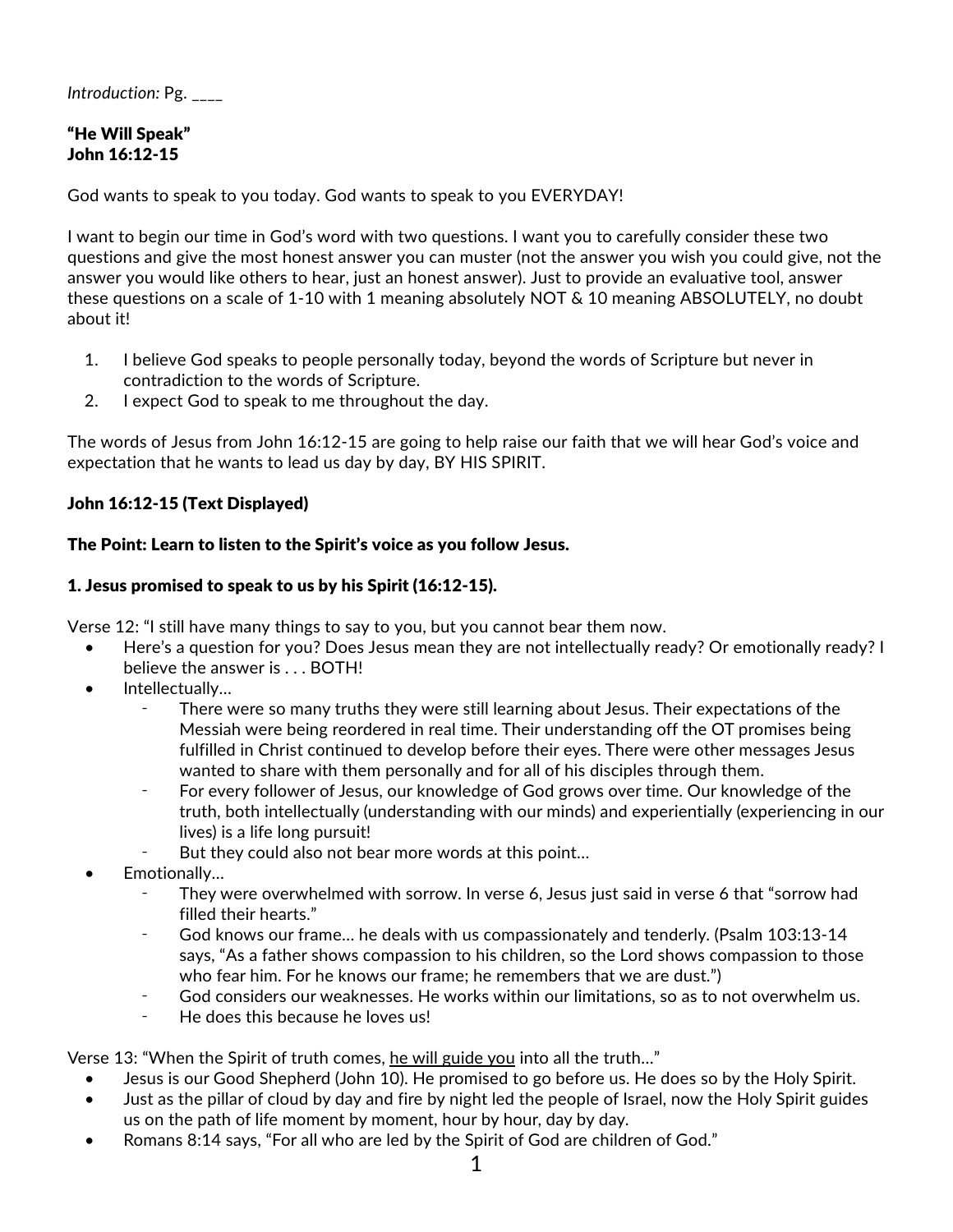*Introduction:* Pg. ____

**"He Will Speak"**
**John 16:12-15**

God wants to speak to you today. God wants to speak to you EVERYDAY!

I want to begin our time in God's word with two questions. I want you to carefully consider these two questions and give the most honest answer you can muster (not the answer you wish you could give, not the answer you would like others to hear, just an honest answer). Just to provide an evaluative tool, answer these questions on a scale of 1-10 with 1 meaning absolutely NOT & 10 meaning ABSOLUTELY, no doubt about it!

1. I believe God speaks to people personally today, beyond the words of Scripture but never in contradiction to the words of Scripture.
2. I expect God to speak to me throughout the day.

The words of Jesus from John 16:12-15 are going to help raise our faith that we will hear God's voice and expectation that he wants to lead us day by day, BY HIS SPIRIT.

**John 16:12-15 (Text Displayed)**

**The Point: Learn to listen to the Spirit's voice as you follow Jesus.**

**1. Jesus promised to speak to us by his Spirit (16:12-15).**

Verse 12: "I still have many things to say to you, but you cannot bear them now.

- Here's a question for you? Does Jesus mean they are not intellectually ready? Or emotionally ready? I believe the answer is . . . BOTH!
- Intellectually…
  - There were so many truths they were still learning about Jesus. Their expectations of the Messiah were being reordered in real time. Their understanding off the OT promises being fulfilled in Christ continued to develop before their eyes. There were other messages Jesus wanted to share with them personally and for all of his disciples through them.
  - For every follower of Jesus, our knowledge of God grows over time. Our knowledge of the truth, both intellectually (understanding with our minds) and experientially (experiencing in our lives) is a life long pursuit!
  - But they could also not bear more words at this point…
- Emotionally…
  - They were overwhelmed with sorrow. In verse 6, Jesus just said in verse 6 that "sorrow had filled their hearts."
  - God knows our frame… he deals with us compassionately and tenderly. (Psalm 103:13-14 says, "As a father shows compassion to his children, so the Lord shows compassion to those who fear him. For he knows our frame; he remembers that we are dust.")
  - God considers our weaknesses. He works within our limitations, so as to not overwhelm us.
  - He does this because he loves us!

Verse 13: "When the Spirit of truth comes, <u>he will guide you</u> into all the truth…"

- Jesus is our Good Shepherd (John 10). He promised to go before us. He does so by the Holy Spirit.
- Just as the pillar of cloud by day and fire by night led the people of Israel, now the Holy Spirit guides us on the path of life moment by moment, hour by hour, day by day.
- Romans 8:14 says, "For all who are led by the Spirit of God are children of God."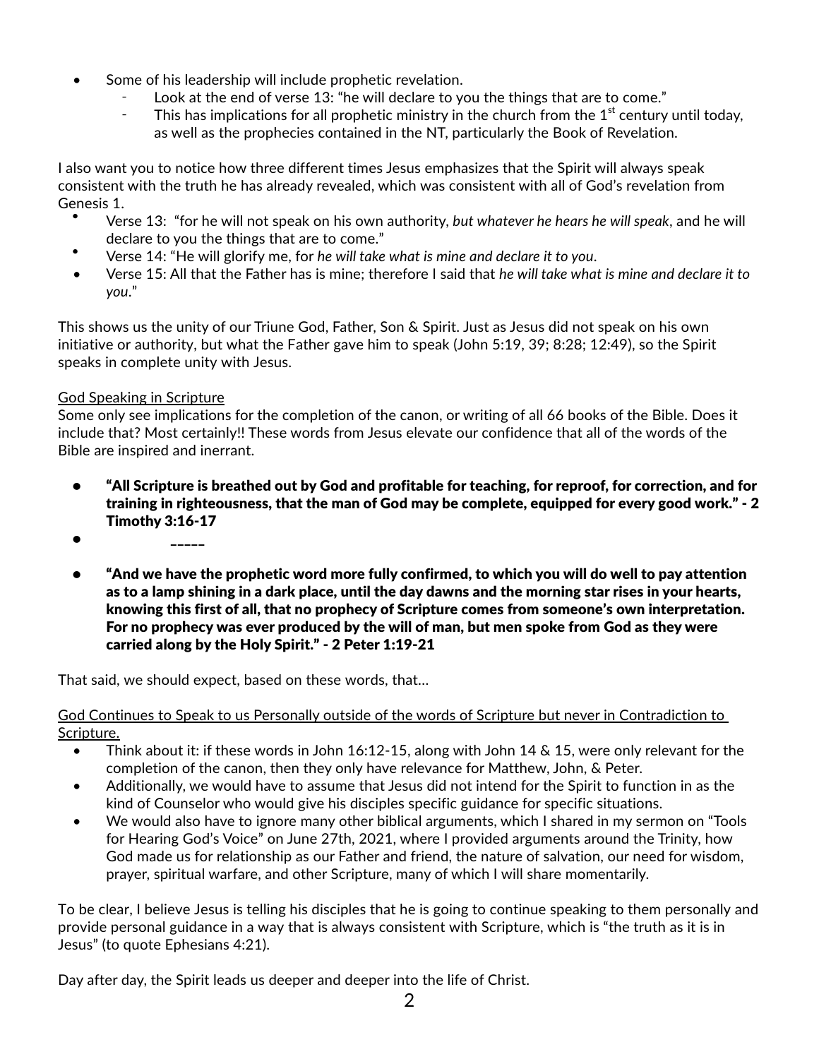- Some of his leadership will include prophetic revelation.
  - Look at the end of verse 13: "he will declare to you the things that are to come."
  - This has implications for all prophetic ministry in the church from the 1st century until today, as well as the prophecies contained in the NT, particularly the Book of Revelation.

I also want you to notice how three different times Jesus emphasizes that the Spirit will always speak consistent with the truth he has already revealed, which was consistent with all of God's revelation from Genesis 1.

- Verse 13: "for he will not speak on his own authority, *but whatever he hears he will speak*, and he will declare to you the things that are to come."
- Verse 14: "He will glorify me, for *he will take what is mine and declare it to you*.
- Verse 15: All that the Father has is mine; therefore I said that *he will take what is mine and declare it to you*."

This shows us the unity of our Triune God, Father, Son & Spirit. Just as Jesus did not speak on his own initiative or authority, but what the Father gave him to speak (John 5:19, 39; 8:28; 12:49), so the Spirit speaks in complete unity with Jesus.

<u>God Speaking in Scripture</u>

Some only see implications for the completion of the canon, or writing of all 66 books of the Bible. Does it include that? Most certainly!! These words from Jesus elevate our confidence that all of the words of the Bible are inspired and inerrant.

- **"All Scripture is breathed out by God and profitable for teaching, for reproof, for correction, and for training in righteousness, that the man of God may be complete, equipped for every good work." - 2 Timothy 3:16-17**
- _____
- **"And we have the prophetic word more fully confirmed, to which you will do well to pay attention as to a lamp shining in a dark place, until the day dawns and the morning star rises in your hearts, knowing this first of all, that no prophecy of Scripture comes from someone's own interpretation. For no prophecy was ever produced by the will of man, but men spoke from God as they were carried along by the Holy Spirit." - 2 Peter 1:19-21**

That said, we should expect, based on these words, that...

<u>God Continues to Speak to us Personally outside of the words of Scripture but never in Contradiction to Scripture.</u>

- Think about it: if these words in John 16:12-15, along with John 14 & 15, were only relevant for the completion of the canon, then they only have relevance for Matthew, John, & Peter.
- Additionally, we would have to assume that Jesus did not intend for the Spirit to function in as the kind of Counselor who would give his disciples specific guidance for specific situations.
- We would also have to ignore many other biblical arguments, which I shared in my sermon on "Tools for Hearing God's Voice" on June 27th, 2021, where I provided arguments around the Trinity, how God made us for relationship as our Father and friend, the nature of salvation, our need for wisdom, prayer, spiritual warfare, and other Scripture, many of which I will share momentarily.

To be clear, I believe Jesus is telling his disciples that he is going to continue speaking to them personally and provide personal guidance in a way that is always consistent with Scripture, which is "the truth as it is in Jesus" (to quote Ephesians 4:21).

Day after day, the Spirit leads us deeper and deeper into the life of Christ.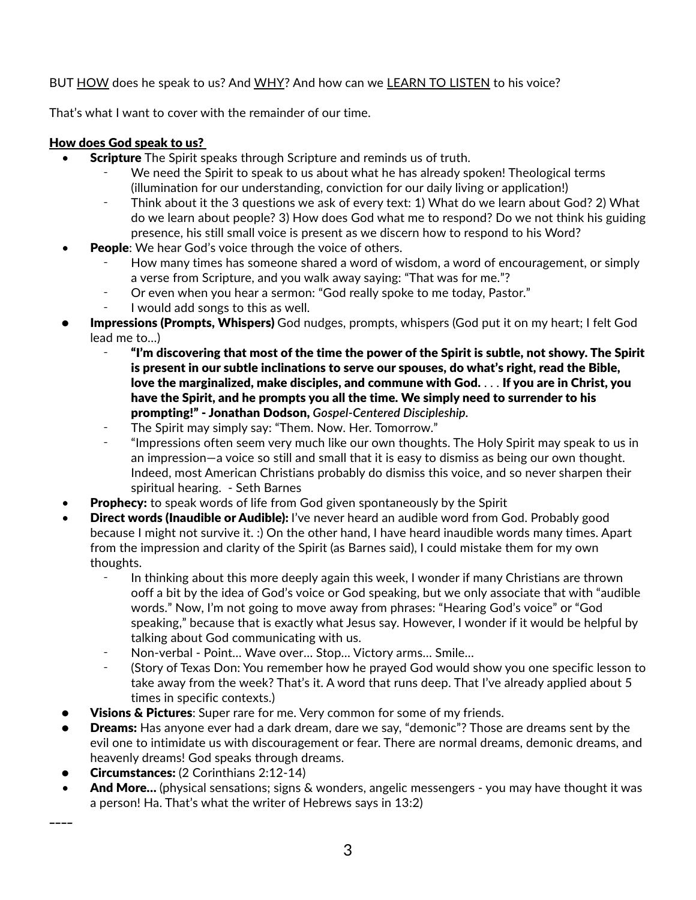BUT <u>HOW</u> does he speak to us? And <u>WHY</u>? And how can we <u>LEARN TO LISTEN</u> to his voice?

That's what I want to cover with the remainder of our time.

**<u>How does God speak to us?</u>**

- **Scripture** The Spirit speaks through Scripture and reminds us of truth.
    - We need the Spirit to speak to us about what he has already spoken! Theological terms (illumination for our understanding, conviction for our daily living or application!)
    - Think about it the 3 questions we ask of every text: 1) What do we learn about God? 2) What do we learn about people? 3) How does God what me to respond? Do we not think his guiding presence, his still small voice is present as we discern how to respond to his Word?
- **People**: We hear God's voice through the voice of others.
    - How many times has someone shared a word of wisdom, a word of encouragement, or simply a verse from Scripture, and you walk away saying: "That was for me."?
    - Or even when you hear a sermon: "God really spoke to me today, Pastor."
    - I would add songs to this as well.
- **Impressions (Prompts, Whispers)** God nudges, prompts, whispers (God put it on my heart; I felt God lead me to…)
    - **"I'm discovering that most of the time the power of the Spirit is subtle, not showy. The Spirit is present in our subtle inclinations to serve our spouses, do what's right, read the Bible, love the marginalized, make disciples, and commune with God.** . . . **If you are in Christ, you have the Spirit, and he prompts you all the time. We simply need to surrender to his prompting!" - Jonathan Dodson,** ***Gospel-Centered Discipleship*****.**
    - The Spirit may simply say: "Them. Now. Her. Tomorrow."
    - "Impressions often seem very much like our own thoughts. The Holy Spirit may speak to us in an impression—a voice so still and small that it is easy to dismiss as being our own thought. Indeed, most American Christians probably do dismiss this voice, and so never sharpen their spiritual hearing. - Seth Barnes
- **Prophecy:** to speak words of life from God given spontaneously by the Spirit
- **Direct words (Inaudible or Audible):** I've never heard an audible word from God. Probably good because I might not survive it. :) On the other hand, I have heard inaudible words many times. Apart from the impression and clarity of the Spirit (as Barnes said), I could mistake them for my own thoughts.
    - In thinking about this more deeply again this week, I wonder if many Christians are thrown ooff a bit by the idea of God's voice or God speaking, but we only associate that with "audible words." Now, I'm not going to move away from phrases: "Hearing God's voice" or "God speaking," because that is exactly what Jesus say. However, I wonder if it would be helpful by talking about God communicating with us.
    - Non-verbal - Point… Wave over… Stop… Victory arms… Smile…
    - (Story of Texas Don: You remember how he prayed God would show you one specific lesson to take away from the week? That's it. A word that runs deep. That I've already applied about 5 times in specific contexts.)
- **Visions & Pictures**: Super rare for me. Very common for some of my friends.
- **Dreams:** Has anyone ever had a dark dream, dare we say, "demonic"? Those are dreams sent by the evil one to intimidate us with discouragement or fear. There are normal dreams, demonic dreams, and heavenly dreams! God speaks through dreams.
- **Circumstances:** (2 Corinthians 2:12-14)
- **And More…** (physical sensations; signs & wonders, angelic messengers - you may have thought it was a person! Ha. That's what the writer of Hebrews says in 13:2)

––––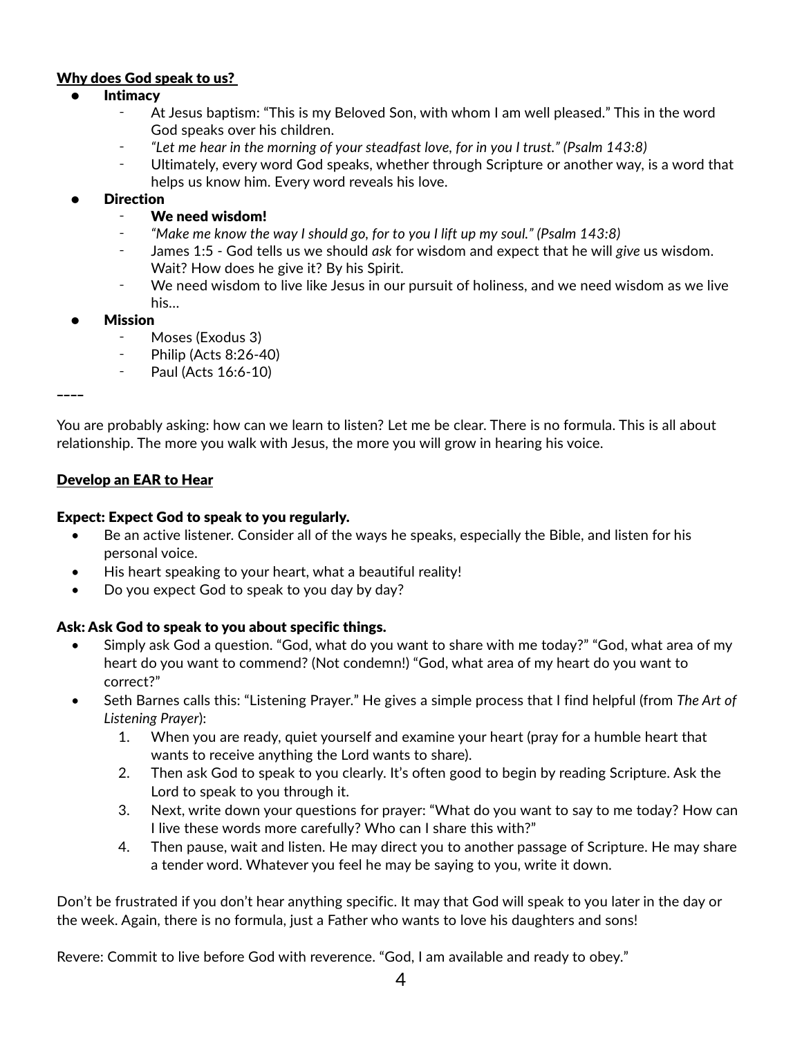**Why does God speak to us?**

- **Intimacy**
  - At Jesus baptism: "This is my Beloved Son, with whom I am well pleased." This in the word God speaks over his children.
  - *"Let me hear in the morning of your steadfast love, for in you I trust." (Psalm 143:8)*
  - Ultimately, every word God speaks, whether through Scripture or another way, is a word that helps us know him. Every word reveals his love.
- **Direction**
  - **We need wisdom!**
  - *"Make me know the way I should go, for to you I lift up my soul." (Psalm 143:8)*
  - James 1:5 - God tells us we should *ask* for wisdom and expect that he will *give* us wisdom. Wait? How does he give it? By his Spirit.
  - We need wisdom to live like Jesus in our pursuit of holiness, and we need wisdom as we live his...
- **Mission**
  - Moses (Exodus 3)
  - Philip (Acts 8:26-40)
  - Paul (Acts 16:6-10)

----

You are probably asking: how can we learn to listen? Let me be clear. There is no formula. This is all about relationship. The more you walk with Jesus, the more you will grow in hearing his voice.

**Develop an EAR to Hear**

**Expect: Expect God to speak to you regularly.**

- Be an active listener. Consider all of the ways he speaks, especially the Bible, and listen for his personal voice.
- His heart speaking to your heart, what a beautiful reality!
- Do you expect God to speak to you day by day?

**Ask: Ask God to speak to you about specific things.**

- Simply ask God a question. "God, what do you want to share with me today?" "God, what area of my heart do you want to commend? (Not condemn!) "God, what area of my heart do you want to correct?"
- Seth Barnes calls this: "Listening Prayer." He gives a simple process that I find helpful (from *The Art of Listening Prayer*):
  1. When you are ready, quiet yourself and examine your heart (pray for a humble heart that wants to receive anything the Lord wants to share).
  2. Then ask God to speak to you clearly. It's often good to begin by reading Scripture. Ask the Lord to speak to you through it.
  3. Next, write down your questions for prayer: "What do you want to say to me today? How can I live these words more carefully? Who can I share this with?"
  4. Then pause, wait and listen. He may direct you to another passage of Scripture. He may share a tender word. Whatever you feel he may be saying to you, write it down.

Don't be frustrated if you don't hear anything specific. It may that God will speak to you later in the day or the week. Again, there is no formula, just a Father who wants to love his daughters and sons!

Revere: Commit to live before God with reverence. "God, I am available and ready to obey."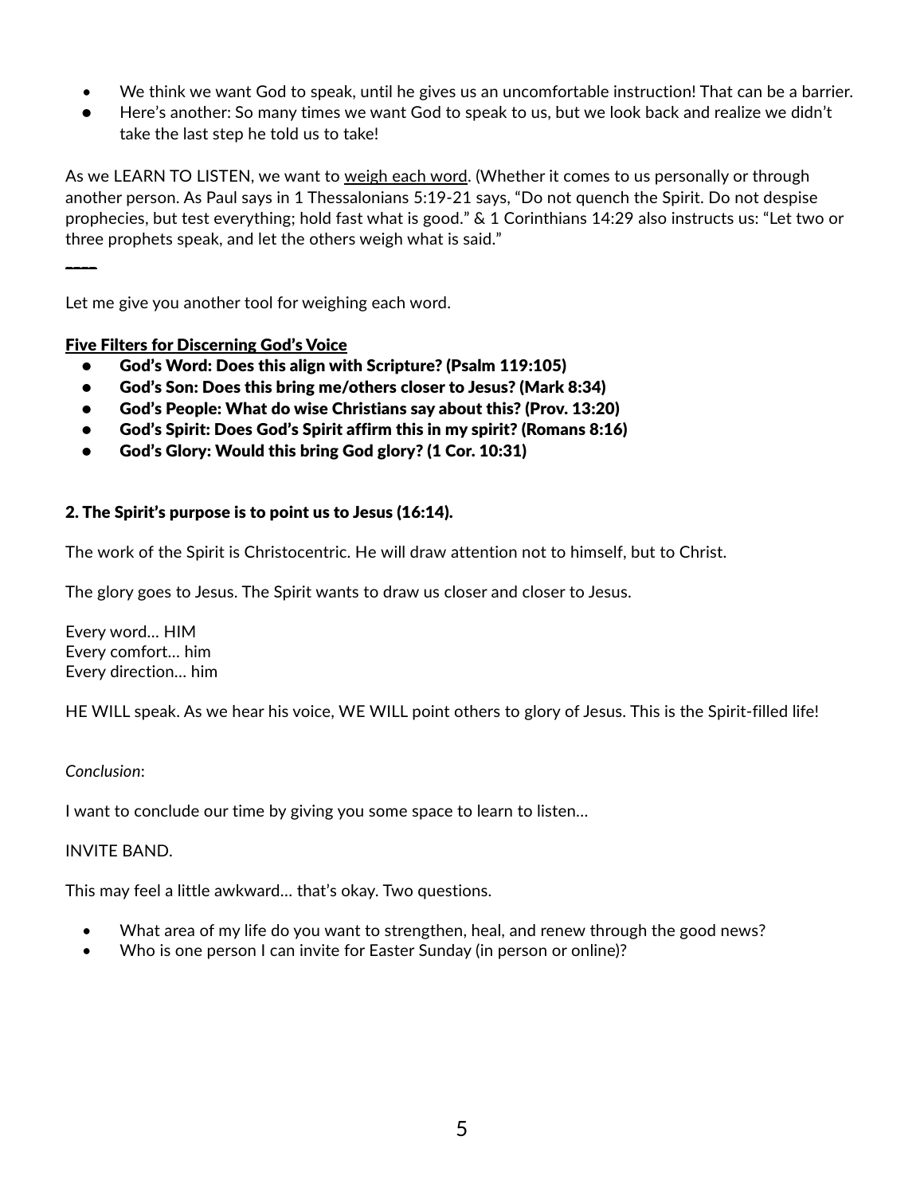- We think we want God to speak, until he gives us an uncomfortable instruction! That can be a barrier.
- Here's another: So many times we want God to speak to us, but we look back and realize we didn't take the last step he told us to take!

As we LEARN TO LISTEN, we want to <u>weigh each word</u>. (Whether it comes to us personally or through another person. As Paul says in 1 Thessalonians 5:19-21 says, "Do not quench the Spirit. Do not despise prophecies, but test everything; hold fast what is good." & 1 Corinthians 14:29 also instructs us: "Let two or three prophets speak, and let the others weigh what is said."

____

Let me give you another tool for weighing each word.

**<u>Five Filters for Discerning God's Voice</u>**

- **God's Word: Does this align with Scripture? (Psalm 119:105)**
- **God's Son: Does this bring me/others closer to Jesus? (Mark 8:34)**
- **God's People: What do wise Christians say about this? (Prov. 13:20)**
- **God's Spirit: Does God's Spirit affirm this in my spirit? (Romans 8:16)**
- **God's Glory: Would this bring God glory? (1 Cor. 10:31)**

**2. The Spirit's purpose is to point us to Jesus (16:14).**

The work of the Spirit is Christocentric. He will draw attention not to himself, but to Christ.

The glory goes to Jesus. The Spirit wants to draw us closer and closer to Jesus.

Every word… HIM
Every comfort… him
Every direction… him

HE WILL speak. As we hear his voice, WE WILL point others to glory of Jesus. This is the Spirit-filled life!

*Conclusion*:

I want to conclude our time by giving you some space to learn to listen…

INVITE BAND.

This may feel a little awkward… that's okay. Two questions.

- What area of my life do you want to strengthen, heal, and renew through the good news?
- Who is one person I can invite for Easter Sunday (in person or online)?